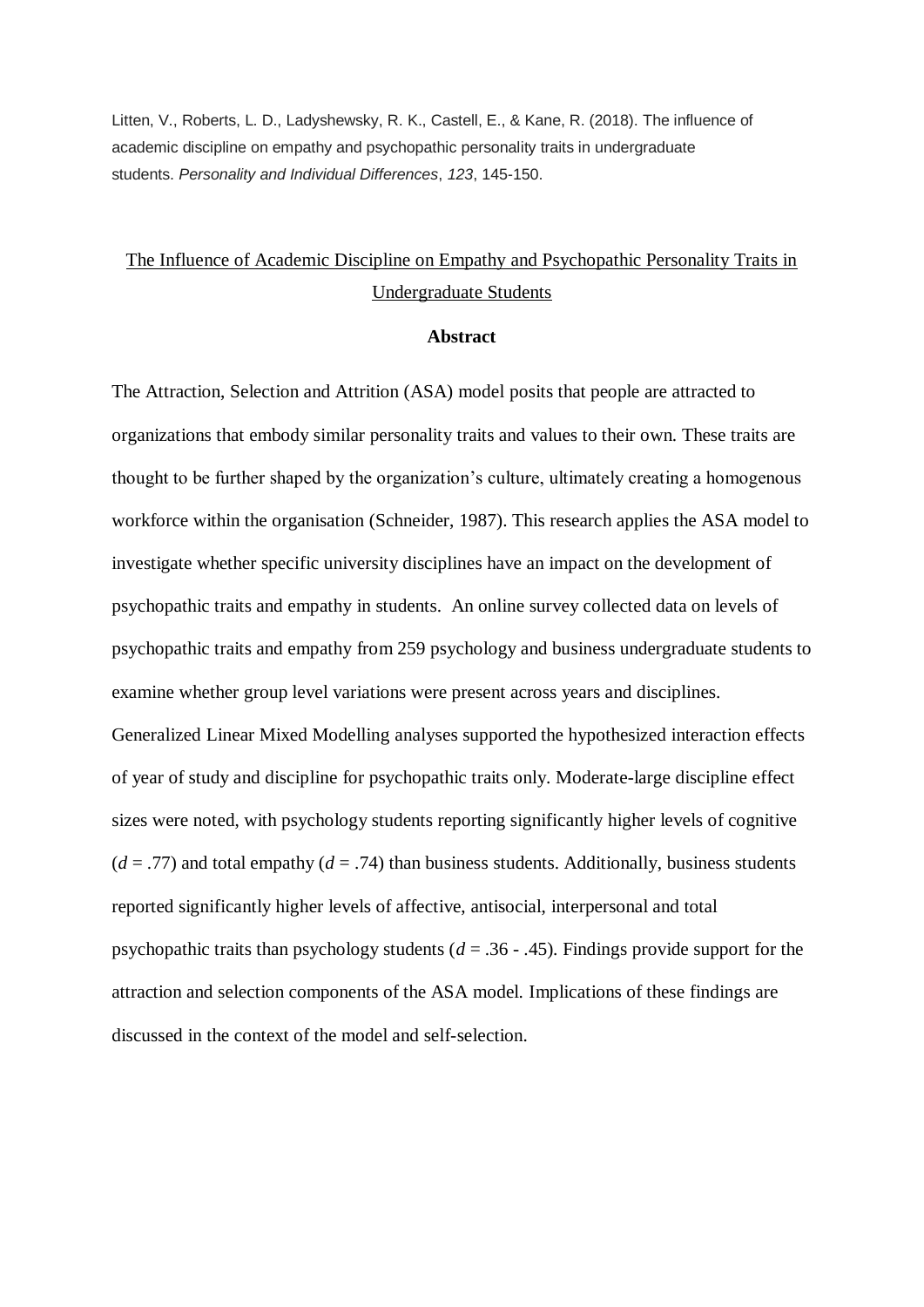Litten, V., Roberts, L. D., Ladyshewsky, R. K., Castell, E., & Kane, R. (2018). The influence of academic discipline on empathy and psychopathic personality traits in undergraduate students. *Personality and Individual Differences*, *123*, 145-150.

# The Influence of Academic Discipline on Empathy and Psychopathic Personality Traits in Undergraduate Students

## Abstract

The Attraction, Selection and Attrition (ASA) model posits that people are attracted to organizations that embody similar personality traits and values to their own. These traits are thought to be further shaped by the organization's culture, ultimately creating a homogenous workforce within the organisation (Schneider, 1987). This research applies the ASA model to investigate whether specific university disciplines have an impact on the development of psychopathic traits and empathy in students. An online survey collected data on levels of psychopathic traits and empathy from 259 psychology and business undergraduate students to examine whether group level variations were present across years and disciplines. Generalized Linear Mixed Modelling analyses supported the hypothesized interaction effects of year of study and discipline for psychopathic traits only. Moderate-large discipline effect sizes were noted, with psychology students reporting significantly higher levels of cognitive ($d$ = .77) and total empathy ($d$ = .74) than business students. Additionally, business students reported significantly higher levels of affective, antisocial, interpersonal and total psychopathic traits than psychology students ($d$ = .36 - .45). Findings provide support for the attraction and selection components of the ASA model. Implications of these findings are discussed in the context of the model and self-selection.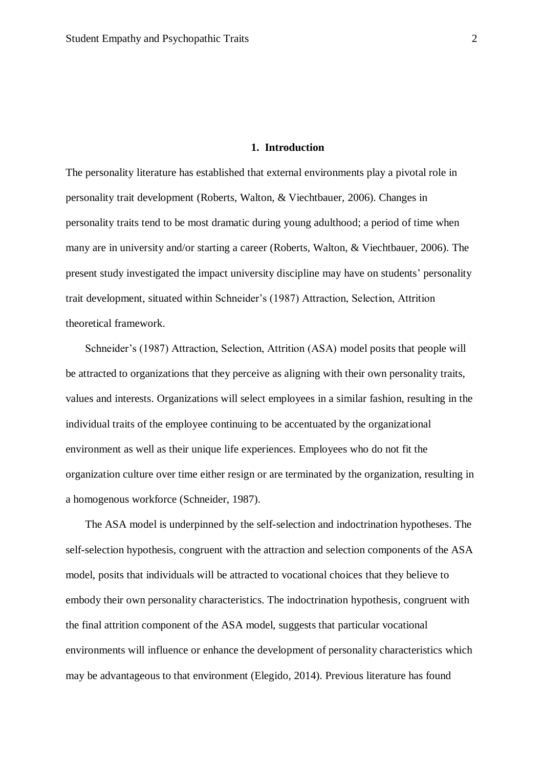## 1. Introduction

The personality literature has established that external environments play a pivotal role in personality trait development (Roberts, Walton, & Viechtbauer, 2006). Changes in personality traits tend to be most dramatic during young adulthood; a period of time when many are in university and/or starting a career (Roberts, Walton, & Viechtbauer, 2006). The present study investigated the impact university discipline may have on students' personality trait development, situated within Schneider's (1987) Attraction, Selection, Attrition theoretical framework.

Schneider's (1987) Attraction, Selection, Attrition (ASA) model posits that people will be attracted to organizations that they perceive as aligning with their own personality traits, values and interests. Organizations will select employees in a similar fashion, resulting in the individual traits of the employee continuing to be accentuated by the organizational environment as well as their unique life experiences. Employees who do not fit the organization culture over time either resign or are terminated by the organization, resulting in a homogenous workforce (Schneider, 1987).

The ASA model is underpinned by the self-selection and indoctrination hypotheses. The self-selection hypothesis, congruent with the attraction and selection components of the ASA model, posits that individuals will be attracted to vocational choices that they believe to embody their own personality characteristics. The indoctrination hypothesis, congruent with the final attrition component of the ASA model, suggests that particular vocational environments will influence or enhance the development of personality characteristics which may be advantageous to that environment (Elegido, 2014). Previous literature has found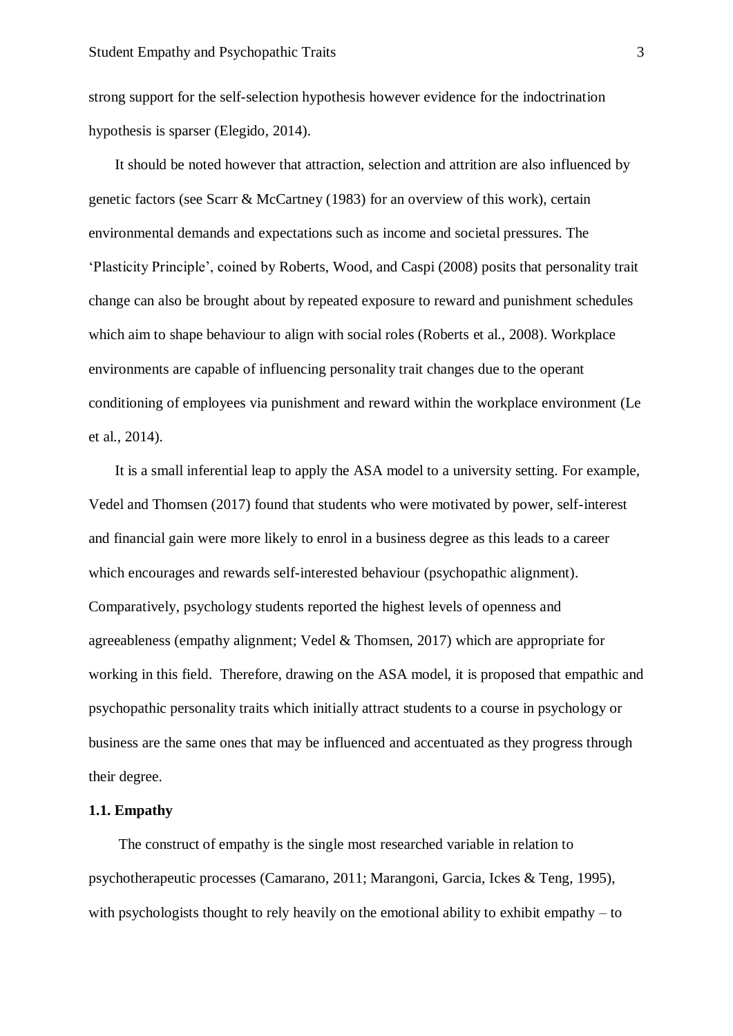strong support for the self-selection hypothesis however evidence for the indoctrination hypothesis is sparser (Elegido, 2014).

It should be noted however that attraction, selection and attrition are also influenced by genetic factors (see Scarr & McCartney (1983) for an overview of this work), certain environmental demands and expectations such as income and societal pressures. The 'Plasticity Principle', coined by Roberts, Wood, and Caspi (2008) posits that personality trait change can also be brought about by repeated exposure to reward and punishment schedules which aim to shape behaviour to align with social roles (Roberts et al., 2008). Workplace environments are capable of influencing personality trait changes due to the operant conditioning of employees via punishment and reward within the workplace environment (Le et al., 2014).

It is a small inferential leap to apply the ASA model to a university setting. For example, Vedel and Thomsen (2017) found that students who were motivated by power, self-interest and financial gain were more likely to enrol in a business degree as this leads to a career which encourages and rewards self-interested behaviour (psychopathic alignment). Comparatively, psychology students reported the highest levels of openness and agreeableness (empathy alignment; Vedel & Thomsen, 2017) which are appropriate for working in this field. Therefore, drawing on the ASA model, it is proposed that empathic and psychopathic personality traits which initially attract students to a course in psychology or business are the same ones that may be influenced and accentuated as they progress through their degree.

### 1.1. Empathy

The construct of empathy is the single most researched variable in relation to psychotherapeutic processes (Camarano, 2011; Marangoni, Garcia, Ickes & Teng, 1995), with psychologists thought to rely heavily on the emotional ability to exhibit empathy – to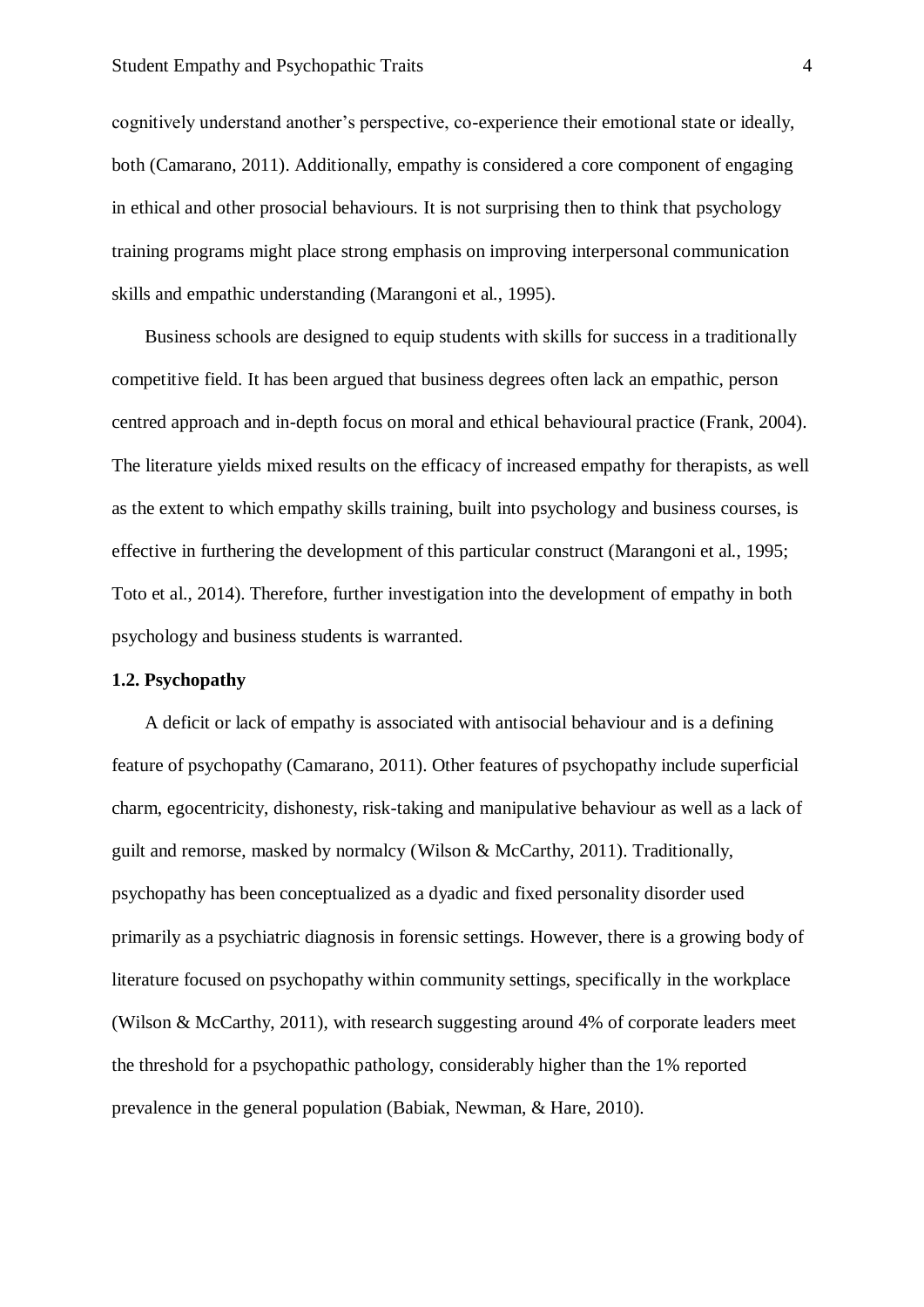cognitively understand another's perspective, co-experience their emotional state or ideally, both (Camarano, 2011). Additionally, empathy is considered a core component of engaging in ethical and other prosocial behaviours. It is not surprising then to think that psychology training programs might place strong emphasis on improving interpersonal communication skills and empathic understanding (Marangoni et al., 1995).

Business schools are designed to equip students with skills for success in a traditionally competitive field. It has been argued that business degrees often lack an empathic, person centred approach and in-depth focus on moral and ethical behavioural practice (Frank, 2004). The literature yields mixed results on the efficacy of increased empathy for therapists, as well as the extent to which empathy skills training, built into psychology and business courses, is effective in furthering the development of this particular construct (Marangoni et al., 1995; Toto et al., 2014). Therefore, further investigation into the development of empathy in both psychology and business students is warranted.

### 1.2. Psychopathy

A deficit or lack of empathy is associated with antisocial behaviour and is a defining feature of psychopathy (Camarano, 2011). Other features of psychopathy include superficial charm, egocentricity, dishonesty, risk-taking and manipulative behaviour as well as a lack of guilt and remorse, masked by normalcy (Wilson & McCarthy, 2011). Traditionally, psychopathy has been conceptualized as a dyadic and fixed personality disorder used primarily as a psychiatric diagnosis in forensic settings. However, there is a growing body of literature focused on psychopathy within community settings, specifically in the workplace (Wilson & McCarthy, 2011), with research suggesting around 4% of corporate leaders meet the threshold for a psychopathic pathology, considerably higher than the 1% reported prevalence in the general population (Babiak, Newman, & Hare, 2010).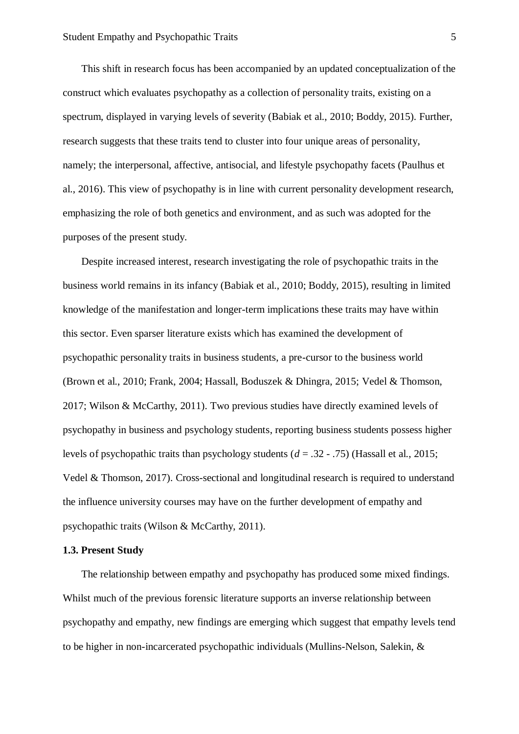This shift in research focus has been accompanied by an updated conceptualization of the construct which evaluates psychopathy as a collection of personality traits, existing on a spectrum, displayed in varying levels of severity (Babiak et al., 2010; Boddy, 2015). Further, research suggests that these traits tend to cluster into four unique areas of personality, namely; the interpersonal, affective, antisocial, and lifestyle psychopathy facets (Paulhus et al., 2016). This view of psychopathy is in line with current personality development research, emphasizing the role of both genetics and environment, and as such was adopted for the purposes of the present study.

Despite increased interest, research investigating the role of psychopathic traits in the business world remains in its infancy (Babiak et al., 2010; Boddy, 2015), resulting in limited knowledge of the manifestation and longer-term implications these traits may have within this sector. Even sparser literature exists which has examined the development of psychopathic personality traits in business students, a pre-cursor to the business world (Brown et al., 2010; Frank, 2004; Hassall, Boduszek & Dhingra, 2015; Vedel & Thomson, 2017; Wilson & McCarthy, 2011). Two previous studies have directly examined levels of psychopathy in business and psychology students, reporting business students possess higher levels of psychopathic traits than psychology students ($d$ = .32 - .75) (Hassall et al., 2015; Vedel & Thomson, 2017). Cross-sectional and longitudinal research is required to understand the influence university courses may have on the further development of empathy and psychopathic traits (Wilson & McCarthy, 2011).

### 1.3. Present Study

The relationship between empathy and psychopathy has produced some mixed findings. Whilst much of the previous forensic literature supports an inverse relationship between psychopathy and empathy, new findings are emerging which suggest that empathy levels tend to be higher in non-incarcerated psychopathic individuals (Mullins-Nelson, Salekin, &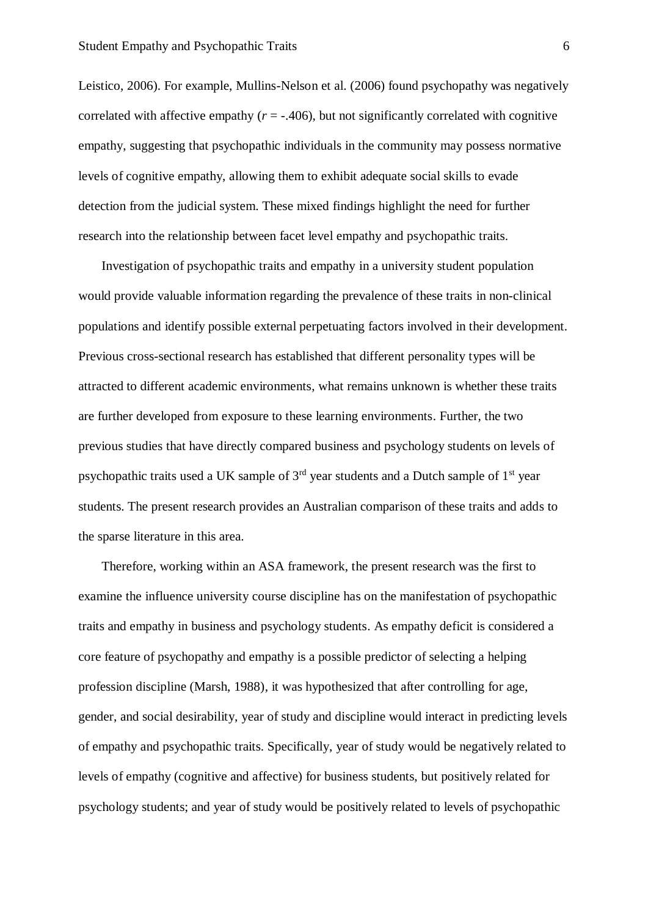Leistico, 2006). For example, Mullins-Nelson et al. (2006) found psychopathy was negatively correlated with affective empathy ($r = -.406$), but not significantly correlated with cognitive empathy, suggesting that psychopathic individuals in the community may possess normative levels of cognitive empathy, allowing them to exhibit adequate social skills to evade detection from the judicial system. These mixed findings highlight the need for further research into the relationship between facet level empathy and psychopathic traits.

Investigation of psychopathic traits and empathy in a university student population would provide valuable information regarding the prevalence of these traits in non-clinical populations and identify possible external perpetuating factors involved in their development. Previous cross-sectional research has established that different personality types will be attracted to different academic environments, what remains unknown is whether these traits are further developed from exposure to these learning environments. Further, the two previous studies that have directly compared business and psychology students on levels of psychopathic traits used a UK sample of 3rd year students and a Dutch sample of 1st year students. The present research provides an Australian comparison of these traits and adds to the sparse literature in this area.

Therefore, working within an ASA framework, the present research was the first to examine the influence university course discipline has on the manifestation of psychopathic traits and empathy in business and psychology students. As empathy deficit is considered a core feature of psychopathy and empathy is a possible predictor of selecting a helping profession discipline (Marsh, 1988), it was hypothesized that after controlling for age, gender, and social desirability, year of study and discipline would interact in predicting levels of empathy and psychopathic traits. Specifically, year of study would be negatively related to levels of empathy (cognitive and affective) for business students, but positively related for psychology students; and year of study would be positively related to levels of psychopathic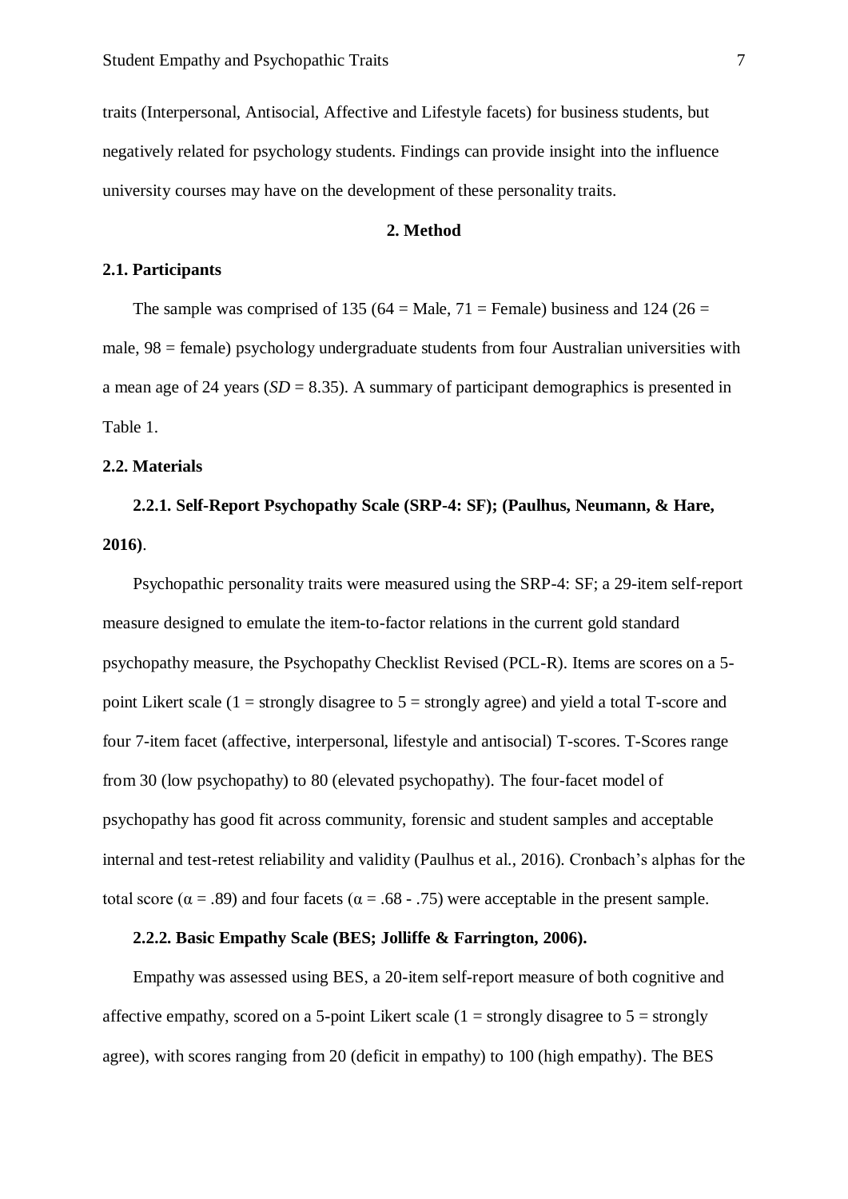traits (Interpersonal, Antisocial, Affective and Lifestyle facets) for business students, but negatively related for psychology students. Findings can provide insight into the influence university courses may have on the development of these personality traits.

## 2. Method

### 2.1. Participants

The sample was comprised of 135 (64 = Male, 71 = Female) business and 124 (26 = male, 98 = female) psychology undergraduate students from four Australian universities with a mean age of 24 years (*SD* = 8.35). A summary of participant demographics is presented in Table 1.

### 2.2. Materials

#### 2.2.1. Self-Report Psychopathy Scale (SRP-4: SF); (Paulhus, Neumann, & Hare, 2016).

Psychopathic personality traits were measured using the SRP-4: SF; a 29-item self-report measure designed to emulate the item-to-factor relations in the current gold standard psychopathy measure, the Psychopathy Checklist Revised (PCL-R). Items are scores on a 5-point Likert scale (1 = strongly disagree to 5 = strongly agree) and yield a total T-score and four 7-item facet (affective, interpersonal, lifestyle and antisocial) T-scores. T-Scores range from 30 (low psychopathy) to 80 (elevated psychopathy). The four-facet model of psychopathy has good fit across community, forensic and student samples and acceptable internal and test-retest reliability and validity (Paulhus et al., 2016). Cronbach's alphas for the total score ($\alpha = .89$) and four facets ($\alpha = .68 - .75$) were acceptable in the present sample.

#### 2.2.2. Basic Empathy Scale (BES; Jolliffe & Farrington, 2006).

Empathy was assessed using BES, a 20-item self-report measure of both cognitive and affective empathy, scored on a 5-point Likert scale (1 = strongly disagree to 5 = strongly agree), with scores ranging from 20 (deficit in empathy) to 100 (high empathy). The BES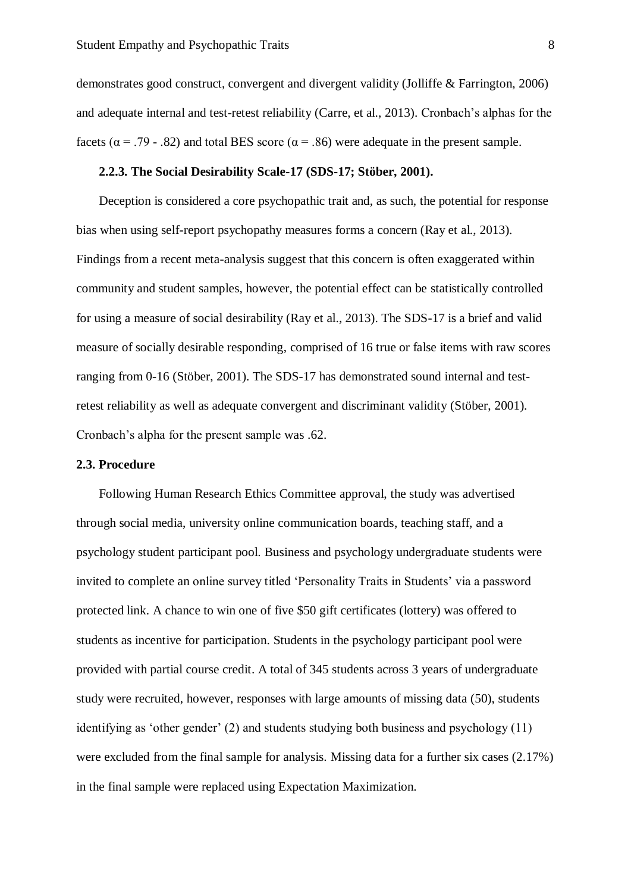demonstrates good construct, convergent and divergent validity (Jolliffe & Farrington, 2006) and adequate internal and test-retest reliability (Carre, et al., 2013). Cronbach's alphas for the facets ($\alpha = .79$ - $.82$) and total BES score ($\alpha = .86$) were adequate in the present sample.

### 2.2.3. The Social Desirability Scale-17 (SDS-17; Stöber, 2001).

Deception is considered a core psychopathic trait and, as such, the potential for response bias when using self-report psychopathy measures forms a concern (Ray et al., 2013). Findings from a recent meta-analysis suggest that this concern is often exaggerated within community and student samples, however, the potential effect can be statistically controlled for using a measure of social desirability (Ray et al., 2013). The SDS-17 is a brief and valid measure of socially desirable responding, comprised of 16 true or false items with raw scores ranging from 0-16 (Stöber, 2001). The SDS-17 has demonstrated sound internal and test-retest reliability as well as adequate convergent and discriminant validity (Stöber, 2001). Cronbach's alpha for the present sample was .62.

## 2.3. Procedure

Following Human Research Ethics Committee approval, the study was advertised through social media, university online communication boards, teaching staff, and a psychology student participant pool. Business and psychology undergraduate students were invited to complete an online survey titled 'Personality Traits in Students' via a password protected link. A chance to win one of five $50 gift certificates (lottery) was offered to students as incentive for participation. Students in the psychology participant pool were provided with partial course credit. A total of 345 students across 3 years of undergraduate study were recruited, however, responses with large amounts of missing data (50), students identifying as 'other gender' (2) and students studying both business and psychology (11) were excluded from the final sample for analysis. Missing data for a further six cases (2.17%) in the final sample were replaced using Expectation Maximization.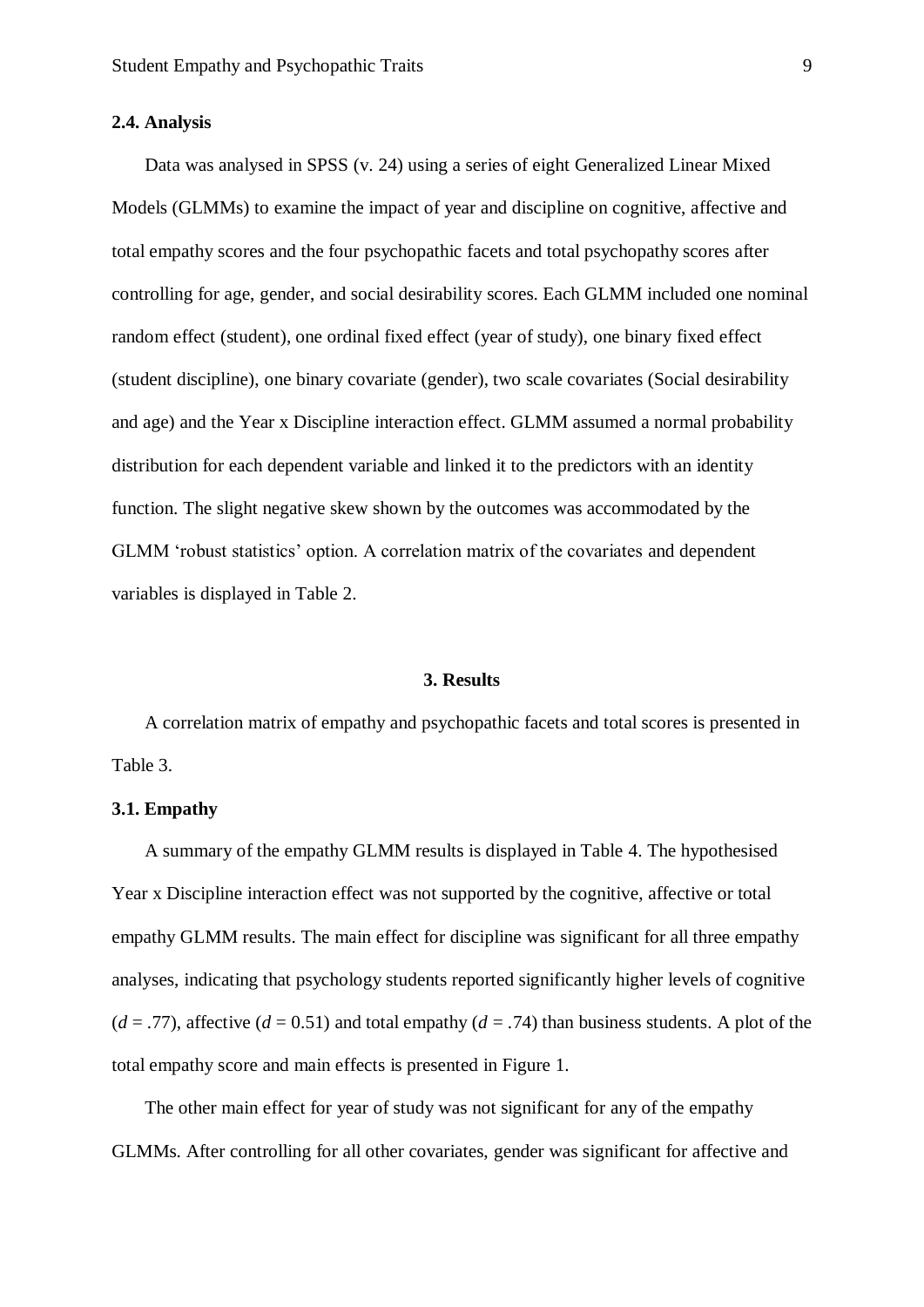### 2.4. Analysis

Data was analysed in SPSS (v. 24) using a series of eight Generalized Linear Mixed Models (GLMMs) to examine the impact of year and discipline on cognitive, affective and total empathy scores and the four psychopathic facets and total psychopathy scores after controlling for age, gender, and social desirability scores. Each GLMM included one nominal random effect (student), one ordinal fixed effect (year of study), one binary fixed effect (student discipline), one binary covariate (gender), two scale covariates (Social desirability and age) and the Year x Discipline interaction effect. GLMM assumed a normal probability distribution for each dependent variable and linked it to the predictors with an identity function. The slight negative skew shown by the outcomes was accommodated by the GLMM 'robust statistics' option. A correlation matrix of the covariates and dependent variables is displayed in Table 2.

## 3. Results

A correlation matrix of empathy and psychopathic facets and total scores is presented in Table 3.

### 3.1. Empathy

A summary of the empathy GLMM results is displayed in Table 4. The hypothesised Year x Discipline interaction effect was not supported by the cognitive, affective or total empathy GLMM results. The main effect for discipline was significant for all three empathy analyses, indicating that psychology students reported significantly higher levels of cognitive ($d = .77$), affective ($d = 0.51$) and total empathy ($d = .74$) than business students. A plot of the total empathy score and main effects is presented in Figure 1.

The other main effect for year of study was not significant for any of the empathy GLMMs. After controlling for all other covariates, gender was significant for affective and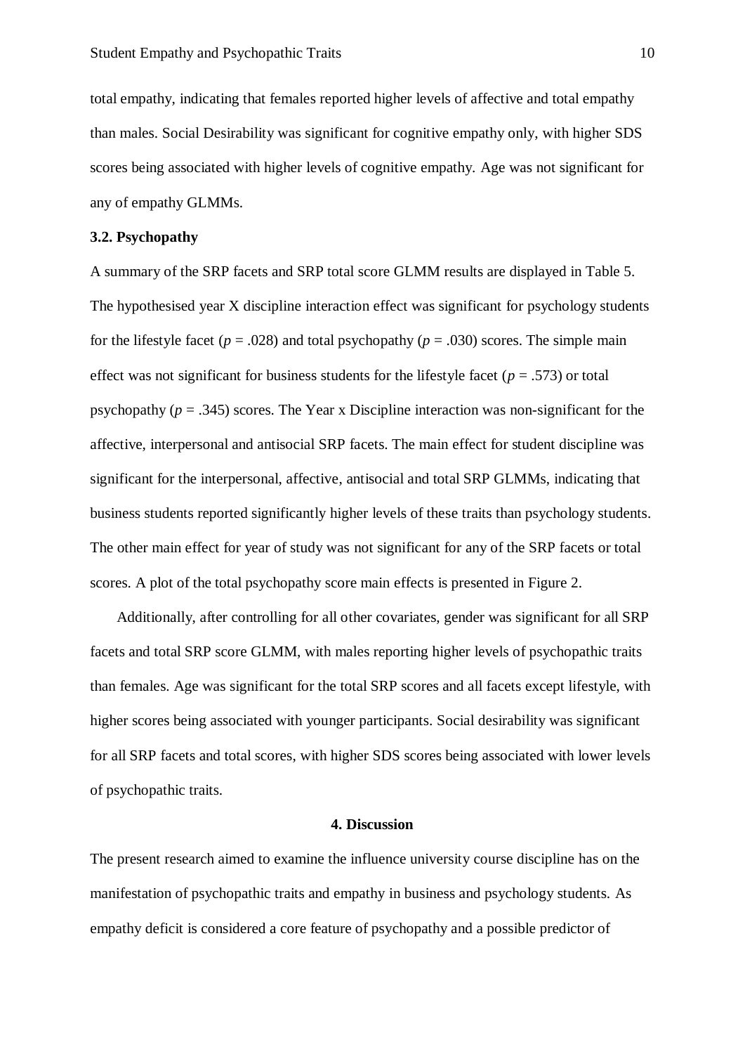total empathy, indicating that females reported higher levels of affective and total empathy than males. Social Desirability was significant for cognitive empathy only, with higher SDS scores being associated with higher levels of cognitive empathy. Age was not significant for any of empathy GLMMs.

### 3.2. Psychopathy

A summary of the SRP facets and SRP total score GLMM results are displayed in Table 5. The hypothesised year X discipline interaction effect was significant for psychology students for the lifestyle facet ($p$ = .028) and total psychopathy ($p$ = .030) scores. The simple main effect was not significant for business students for the lifestyle facet ($p$ = .573) or total psychopathy ($p$ = .345) scores. The Year x Discipline interaction was non-significant for the affective, interpersonal and antisocial SRP facets. The main effect for student discipline was significant for the interpersonal, affective, antisocial and total SRP GLMMs, indicating that business students reported significantly higher levels of these traits than psychology students. The other main effect for year of study was not significant for any of the SRP facets or total scores. A plot of the total psychopathy score main effects is presented in Figure 2.

Additionally, after controlling for all other covariates, gender was significant for all SRP facets and total SRP score GLMM, with males reporting higher levels of psychopathic traits than females. Age was significant for the total SRP scores and all facets except lifestyle, with higher scores being associated with younger participants. Social desirability was significant for all SRP facets and total scores, with higher SDS scores being associated with lower levels of psychopathic traits.

## 4. Discussion

The present research aimed to examine the influence university course discipline has on the manifestation of psychopathic traits and empathy in business and psychology students. As empathy deficit is considered a core feature of psychopathy and a possible predictor of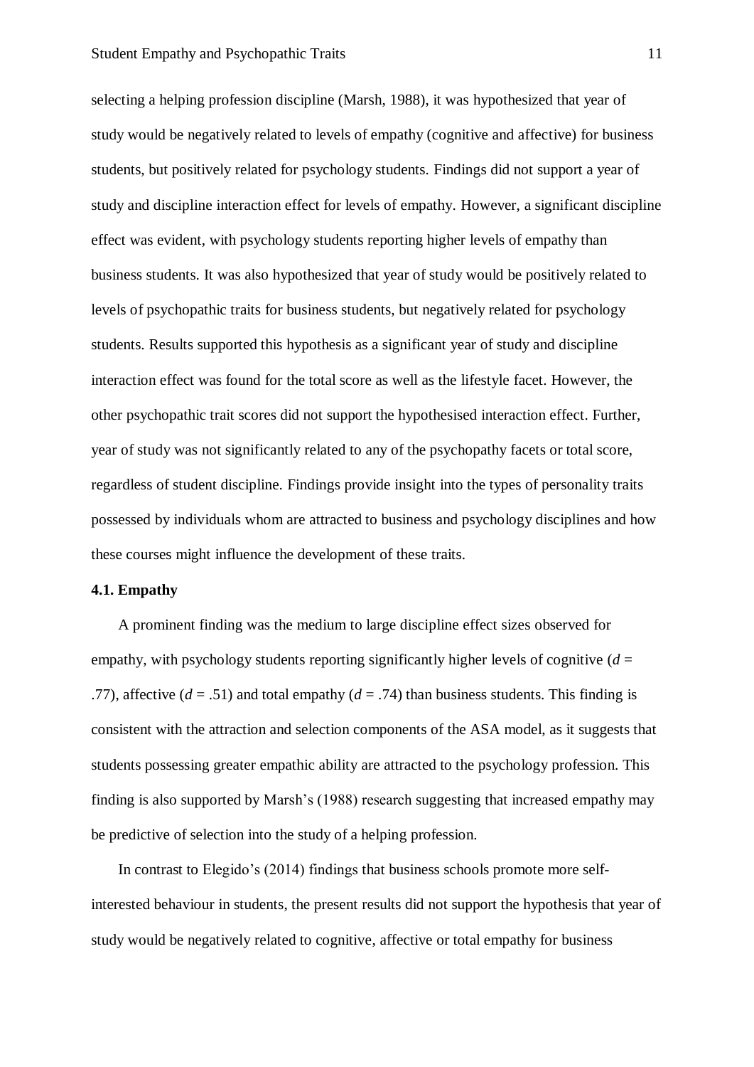selecting a helping profession discipline (Marsh, 1988), it was hypothesized that year of study would be negatively related to levels of empathy (cognitive and affective) for business students, but positively related for psychology students. Findings did not support a year of study and discipline interaction effect for levels of empathy. However, a significant discipline effect was evident, with psychology students reporting higher levels of empathy than business students. It was also hypothesized that year of study would be positively related to levels of psychopathic traits for business students, but negatively related for psychology students. Results supported this hypothesis as a significant year of study and discipline interaction effect was found for the total score as well as the lifestyle facet. However, the other psychopathic trait scores did not support the hypothesised interaction effect. Further, year of study was not significantly related to any of the psychopathy facets or total score, regardless of student discipline. Findings provide insight into the types of personality traits possessed by individuals whom are attracted to business and psychology disciplines and how these courses might influence the development of these traits.

### 4.1. Empathy

A prominent finding was the medium to large discipline effect sizes observed for empathy, with psychology students reporting significantly higher levels of cognitive ($d$ = .77), affective ($d$ = .51) and total empathy ($d$ = .74) than business students. This finding is consistent with the attraction and selection components of the ASA model, as it suggests that students possessing greater empathic ability are attracted to the psychology profession. This finding is also supported by Marsh's (1988) research suggesting that increased empathy may be predictive of selection into the study of a helping profession.

In contrast to Elegido's (2014) findings that business schools promote more self-interested behaviour in students, the present results did not support the hypothesis that year of study would be negatively related to cognitive, affective or total empathy for business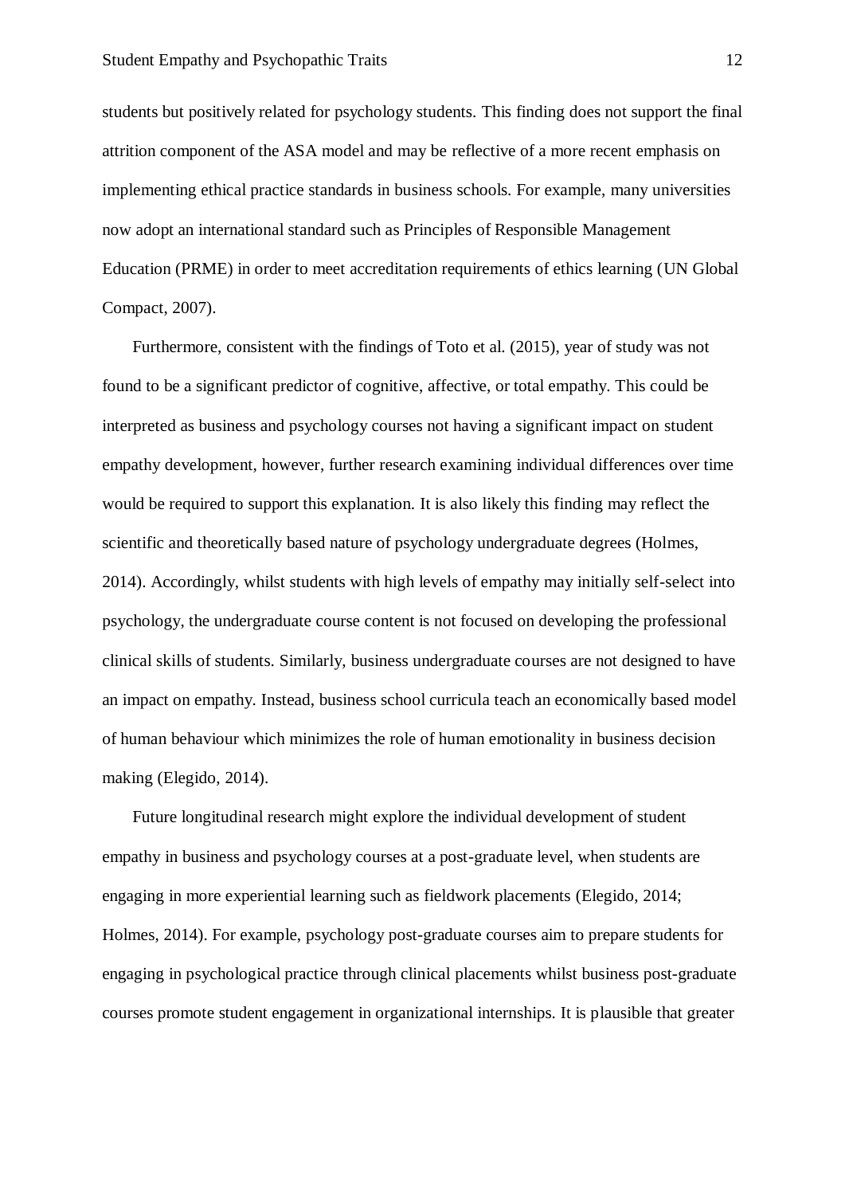students but positively related for psychology students. This finding does not support the final attrition component of the ASA model and may be reflective of a more recent emphasis on implementing ethical practice standards in business schools. For example, many universities now adopt an international standard such as Principles of Responsible Management Education (PRME) in order to meet accreditation requirements of ethics learning (UN Global Compact, 2007).

Furthermore, consistent with the findings of Toto et al. (2015), year of study was not found to be a significant predictor of cognitive, affective, or total empathy. This could be interpreted as business and psychology courses not having a significant impact on student empathy development, however, further research examining individual differences over time would be required to support this explanation. It is also likely this finding may reflect the scientific and theoretically based nature of psychology undergraduate degrees (Holmes, 2014). Accordingly, whilst students with high levels of empathy may initially self-select into psychology, the undergraduate course content is not focused on developing the professional clinical skills of students. Similarly, business undergraduate courses are not designed to have an impact on empathy. Instead, business school curricula teach an economically based model of human behaviour which minimizes the role of human emotionality in business decision making (Elegido, 2014).

Future longitudinal research might explore the individual development of student empathy in business and psychology courses at a post-graduate level, when students are engaging in more experiential learning such as fieldwork placements (Elegido, 2014; Holmes, 2014). For example, psychology post-graduate courses aim to prepare students for engaging in psychological practice through clinical placements whilst business post-graduate courses promote student engagement in organizational internships. It is plausible that greater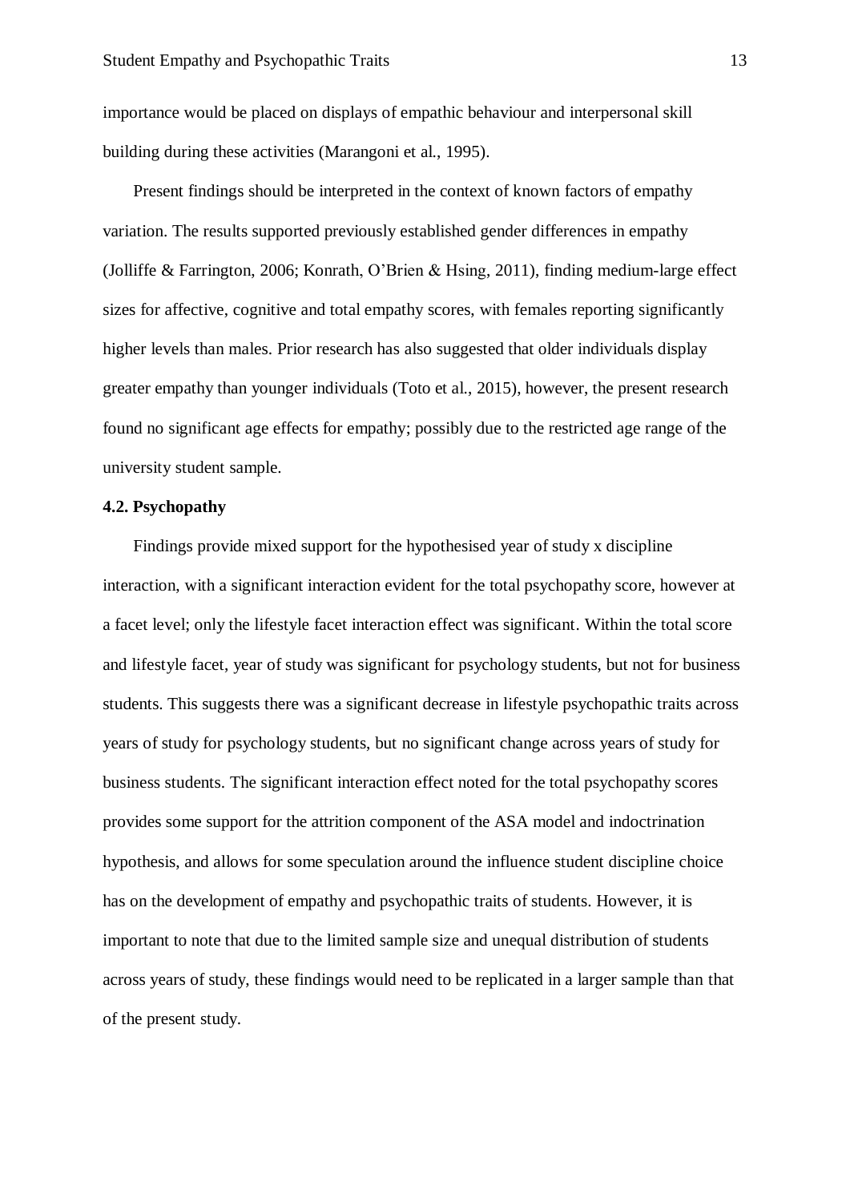importance would be placed on displays of empathic behaviour and interpersonal skill building during these activities (Marangoni et al., 1995).

Present findings should be interpreted in the context of known factors of empathy variation. The results supported previously established gender differences in empathy (Jolliffe & Farrington, 2006; Konrath, O'Brien & Hsing, 2011), finding medium-large effect sizes for affective, cognitive and total empathy scores, with females reporting significantly higher levels than males. Prior research has also suggested that older individuals display greater empathy than younger individuals (Toto et al., 2015), however, the present research found no significant age effects for empathy; possibly due to the restricted age range of the university student sample.

**4.2. Psychopathy**

Findings provide mixed support for the hypothesised year of study x discipline interaction, with a significant interaction evident for the total psychopathy score, however at a facet level; only the lifestyle facet interaction effect was significant. Within the total score and lifestyle facet, year of study was significant for psychology students, but not for business students. This suggests there was a significant decrease in lifestyle psychopathic traits across years of study for psychology students, but no significant change across years of study for business students. The significant interaction effect noted for the total psychopathy scores provides some support for the attrition component of the ASA model and indoctrination hypothesis, and allows for some speculation around the influence student discipline choice has on the development of empathy and psychopathic traits of students. However, it is important to note that due to the limited sample size and unequal distribution of students across years of study, these findings would need to be replicated in a larger sample than that of the present study.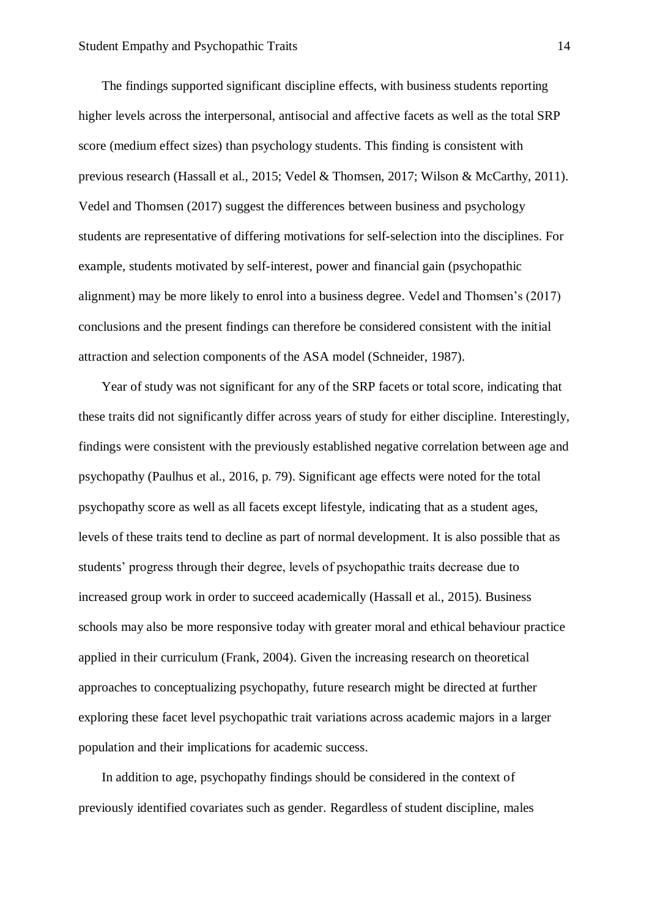The findings supported significant discipline effects, with business students reporting higher levels across the interpersonal, antisocial and affective facets as well as the total SRP score (medium effect sizes) than psychology students. This finding is consistent with previous research (Hassall et al., 2015; Vedel & Thomsen, 2017; Wilson & McCarthy, 2011). Vedel and Thomsen (2017) suggest the differences between business and psychology students are representative of differing motivations for self-selection into the disciplines. For example, students motivated by self-interest, power and financial gain (psychopathic alignment) may be more likely to enrol into a business degree. Vedel and Thomsen's (2017) conclusions and the present findings can therefore be considered consistent with the initial attraction and selection components of the ASA model (Schneider, 1987).

Year of study was not significant for any of the SRP facets or total score, indicating that these traits did not significantly differ across years of study for either discipline. Interestingly, findings were consistent with the previously established negative correlation between age and psychopathy (Paulhus et al., 2016, p. 79). Significant age effects were noted for the total psychopathy score as well as all facets except lifestyle, indicating that as a student ages, levels of these traits tend to decline as part of normal development. It is also possible that as students' progress through their degree, levels of psychopathic traits decrease due to increased group work in order to succeed academically (Hassall et al., 2015). Business schools may also be more responsive today with greater moral and ethical behaviour practice applied in their curriculum (Frank, 2004). Given the increasing research on theoretical approaches to conceptualizing psychopathy, future research might be directed at further exploring these facet level psychopathic trait variations across academic majors in a larger population and their implications for academic success.

In addition to age, psychopathy findings should be considered in the context of previously identified covariates such as gender. Regardless of student discipline, males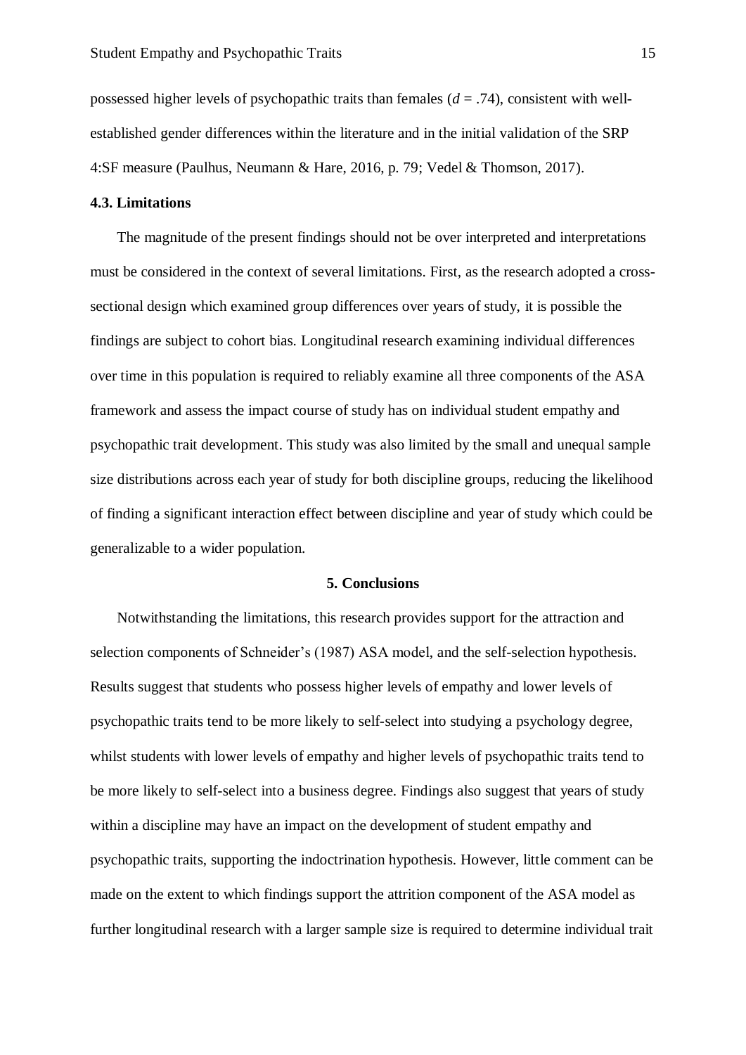possessed higher levels of psychopathic traits than females ($d$ = .74), consistent with well-established gender differences within the literature and in the initial validation of the SRP 4:SF measure (Paulhus, Neumann & Hare, 2016, p. 79; Vedel & Thomson, 2017).

### 4.3. Limitations

The magnitude of the present findings should not be over interpreted and interpretations must be considered in the context of several limitations. First, as the research adopted a cross-sectional design which examined group differences over years of study, it is possible the findings are subject to cohort bias. Longitudinal research examining individual differences over time in this population is required to reliably examine all three components of the ASA framework and assess the impact course of study has on individual student empathy and psychopathic trait development. This study was also limited by the small and unequal sample size distributions across each year of study for both discipline groups, reducing the likelihood of finding a significant interaction effect between discipline and year of study which could be generalizable to a wider population.

## 5. Conclusions

Notwithstanding the limitations, this research provides support for the attraction and selection components of Schneider's (1987) ASA model, and the self-selection hypothesis. Results suggest that students who possess higher levels of empathy and lower levels of psychopathic traits tend to be more likely to self-select into studying a psychology degree, whilst students with lower levels of empathy and higher levels of psychopathic traits tend to be more likely to self-select into a business degree. Findings also suggest that years of study within a discipline may have an impact on the development of student empathy and psychopathic traits, supporting the indoctrination hypothesis. However, little comment can be made on the extent to which findings support the attrition component of the ASA model as further longitudinal research with a larger sample size is required to determine individual trait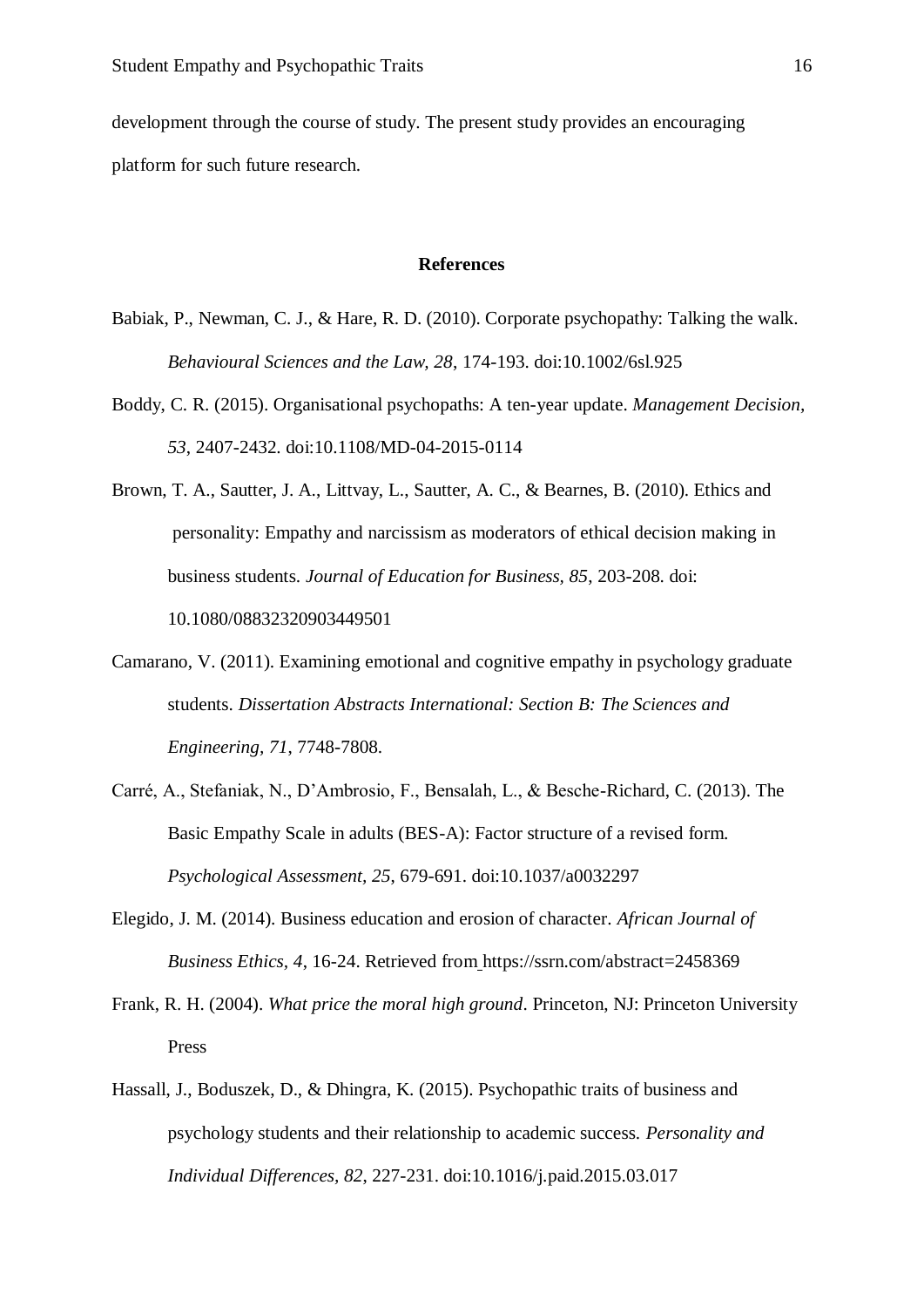development through the course of study. The present study provides an encouraging platform for such future research.

## References

Babiak, P., Newman, C. J., & Hare, R. D. (2010). Corporate psychopathy: Talking the walk. *Behavioural Sciences and the Law, 28*, 174-193. doi:10.1002/6sl.925

Boddy, C. R. (2015). Organisational psychopaths: A ten-year update. *Management Decision, 53*, 2407-2432. doi:10.1108/MD-04-2015-0114

Brown, T. A., Sautter, J. A., Littvay, L., Sautter, A. C., & Bearnes, B. (2010). Ethics and personality: Empathy and narcissism as moderators of ethical decision making in business students. *Journal of Education for Business, 85*, 203-208. doi: 10.1080/08832320903449501

Camarano, V. (2011). Examining emotional and cognitive empathy in psychology graduate students. *Dissertation Abstracts International: Section B: The Sciences and Engineering, 71*, 7748-7808.

Carré, A., Stefaniak, N., D'Ambrosio, F., Bensalah, L., & Besche-Richard, C. (2013). The Basic Empathy Scale in adults (BES-A): Factor structure of a revised form. *Psychological Assessment, 25*, 679-691. doi:10.1037/a0032297

Elegido, J. M. (2014). Business education and erosion of character. *African Journal of Business Ethics, 4*, 16-24. Retrieved from https://ssrn.com/abstract=2458369

Frank, R. H. (2004). *What price the moral high ground*. Princeton, NJ: Princeton University Press

Hassall, J., Boduszek, D., & Dhingra, K. (2015). Psychopathic traits of business and psychology students and their relationship to academic success. *Personality and Individual Differences, 82*, 227-231. doi:10.1016/j.paid.2015.03.017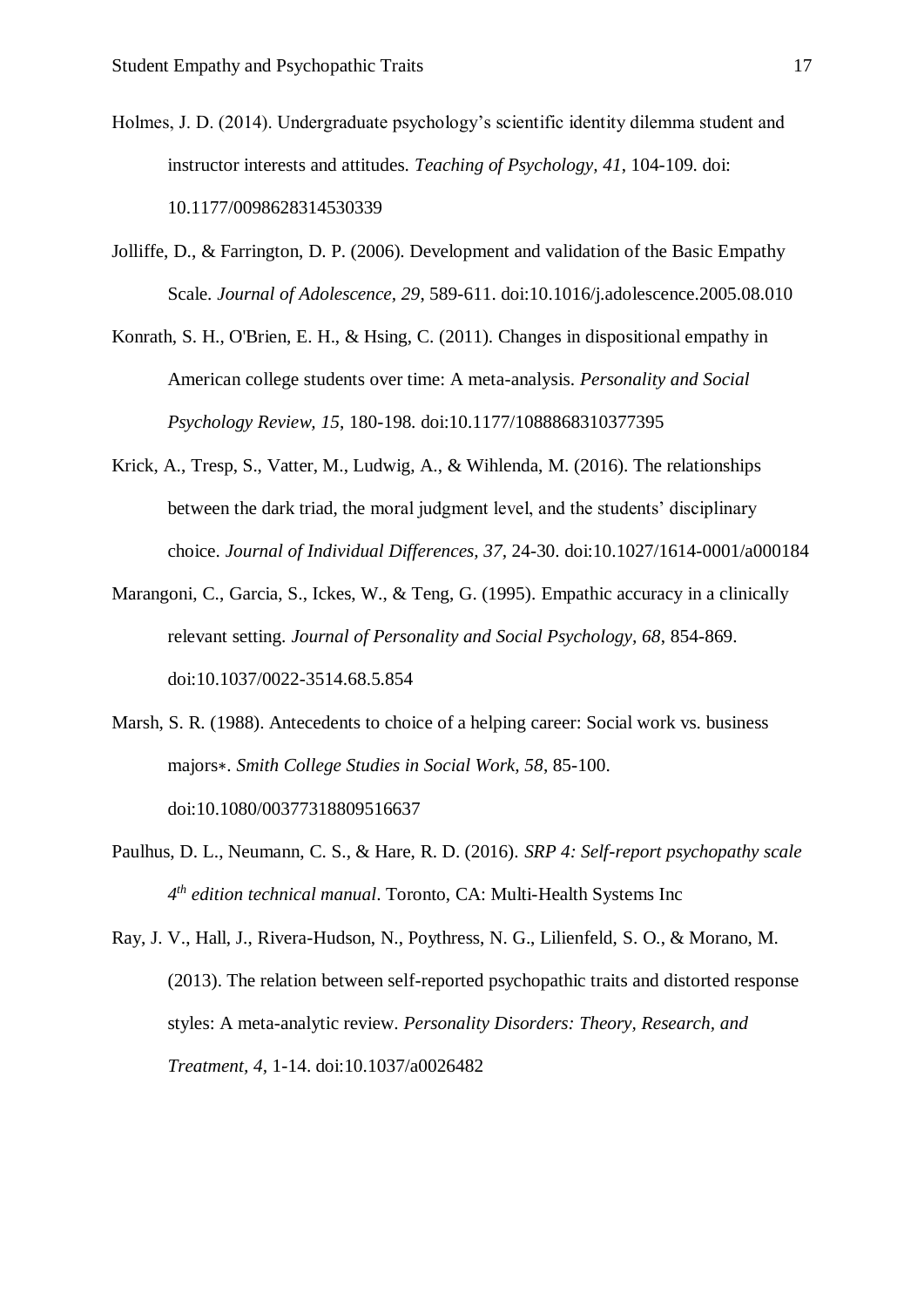Holmes, J. D. (2014). Undergraduate psychology's scientific identity dilemma student and instructor interests and attitudes. *Teaching of Psychology, 41*, 104-109. doi: 10.1177/0098628314530339

Jolliffe, D., & Farrington, D. P. (2006). Development and validation of the Basic Empathy Scale. *Journal of Adolescence, 29*, 589-611. doi:10.1016/j.adolescence.2005.08.010

Konrath, S. H., O'Brien, E. H., & Hsing, C. (2011). Changes in dispositional empathy in American college students over time: A meta-analysis. *Personality and Social Psychology Review, 15*, 180-198. doi:10.1177/1088868310377395

Krick, A., Tresp, S., Vatter, M., Ludwig, A., & Wihlenda, M. (2016). The relationships between the dark triad, the moral judgment level, and the students' disciplinary choice. *Journal of Individual Differences, 37*, 24-30. doi:10.1027/1614-0001/a000184

Marangoni, C., Garcia, S., Ickes, W., & Teng, G. (1995). Empathic accuracy in a clinically relevant setting. *Journal of Personality and Social Psychology, 68*, 854-869. doi:10.1037/0022-3514.68.5.854

Marsh, S. R. (1988). Antecedents to choice of a helping career: Social work vs. business majors*. *Smith College Studies in Social Work, 58*, 85-100. doi:10.1080/00377318809516637

Paulhus, D. L., Neumann, C. S., & Hare, R. D. (2016). *SRP 4: Self-report psychopathy scale 4th edition technical manual*. Toronto, CA: Multi-Health Systems Inc

Ray, J. V., Hall, J., Rivera-Hudson, N., Poythress, N. G., Lilienfeld, S. O., & Morano, M. (2013). The relation between self-reported psychopathic traits and distorted response styles: A meta-analytic review. *Personality Disorders: Theory, Research, and Treatment, 4*, 1-14. doi:10.1037/a0026482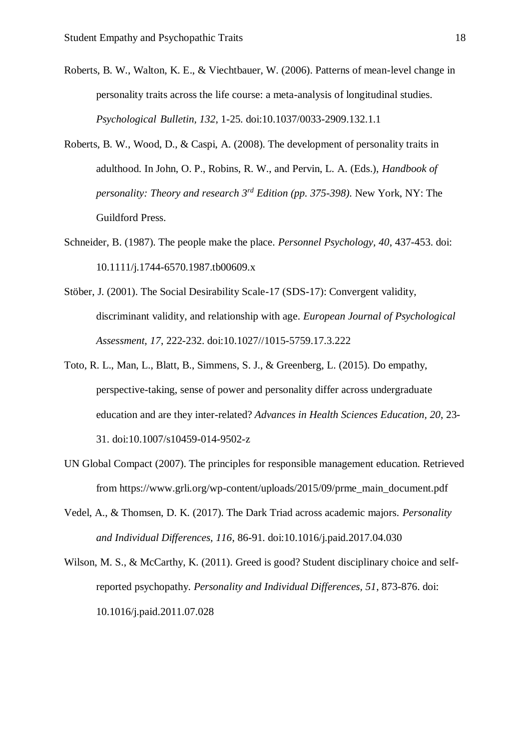Roberts, B. W., Walton, K. E., & Viechtbauer, W. (2006). Patterns of mean-level change in personality traits across the life course: a meta-analysis of longitudinal studies. *Psychological Bulletin*, *132*, 1-25. doi:10.1037/0033-2909.132.1.1

Roberts, B. W., Wood, D., & Caspi, A. (2008). The development of personality traits in adulthood. In John, O. P., Robins, R. W., and Pervin, L. A. (Eds.), *Handbook of personality: Theory and research 3rd Edition (pp. 375-398)*. New York, NY: The Guildford Press.

Schneider, B. (1987). The people make the place. *Personnel Psychology, 40*, 437-453. doi: 10.1111/j.1744-6570.1987.tb00609.x

Stöber, J. (2001). The Social Desirability Scale-17 (SDS-17): Convergent validity, discriminant validity, and relationship with age. *European Journal of Psychological Assessment, 17*, 222-232. doi:10.1027//1015-5759.17.3.222

Toto, R. L., Man, L., Blatt, B., Simmens, S. J., & Greenberg, L. (2015). Do empathy, perspective-taking, sense of power and personality differ across undergraduate education and are they inter-related? *Advances in Health Sciences Education, 20*, 23-31. doi:10.1007/s10459-014-9502-z

UN Global Compact (2007). The principles for responsible management education. Retrieved from https://www.grli.org/wp-content/uploads/2015/09/prme_main_document.pdf

Vedel, A., & Thomsen, D. K. (2017). The Dark Triad across academic majors. *Personality and Individual Differences, 116*, 86-91. doi:10.1016/j.paid.2017.04.030

Wilson, M. S., & McCarthy, K. (2011). Greed is good? Student disciplinary choice and self-reported psychopathy. *Personality and Individual Differences, 51*, 873-876. doi: 10.1016/j.paid.2011.07.028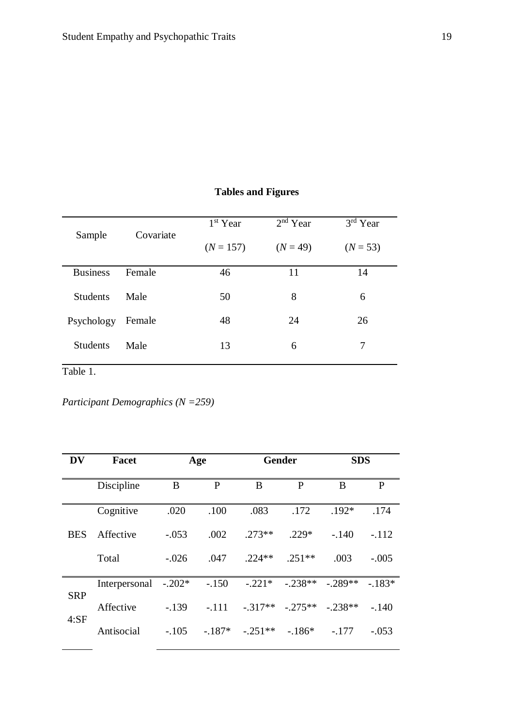**Tables and Figures**

| Sample | Covariate | 1st Year ($N$ = 157) | 2nd Year ($N$ = 49) | 3rd Year ($N$ = 53) |
|---|---|---|---|---|
| Business | Female | 46 | 11 | 14 |
| Students | Male | 50 | 8 | 6 |
| Psychology | Female | 48 | 24 | 26 |
| Students | Male | 13 | 6 | 7 |

Table 1.

*Participant Demographics (N =259)*

| DV | Facet | Age | | Gender | | SDS | |
|---|---|---|---|---|---|---|---|
| | Discipline | B | P | B | P | B | P |
| BES | Cognitive | .020 | .100 | .083 | .172 | .192* | .174 |
| | Affective | -.053 | .002 | .273** | .229* | -.140 | -.112 |
| | Total | -.026 | .047 | .224** | .251** | .003 | -.005 |
| SRP 4:SF | Interpersonal | -.202* | -.150 | -.221* | -.238** | -.289** | -.183* |
| | Affective | -.139 | -.111 | -.317** | -.275** | -.238** | -.140 |
| | Antisocial | -.105 | -.187* | -.251** | -.186* | -.177 | -.053 |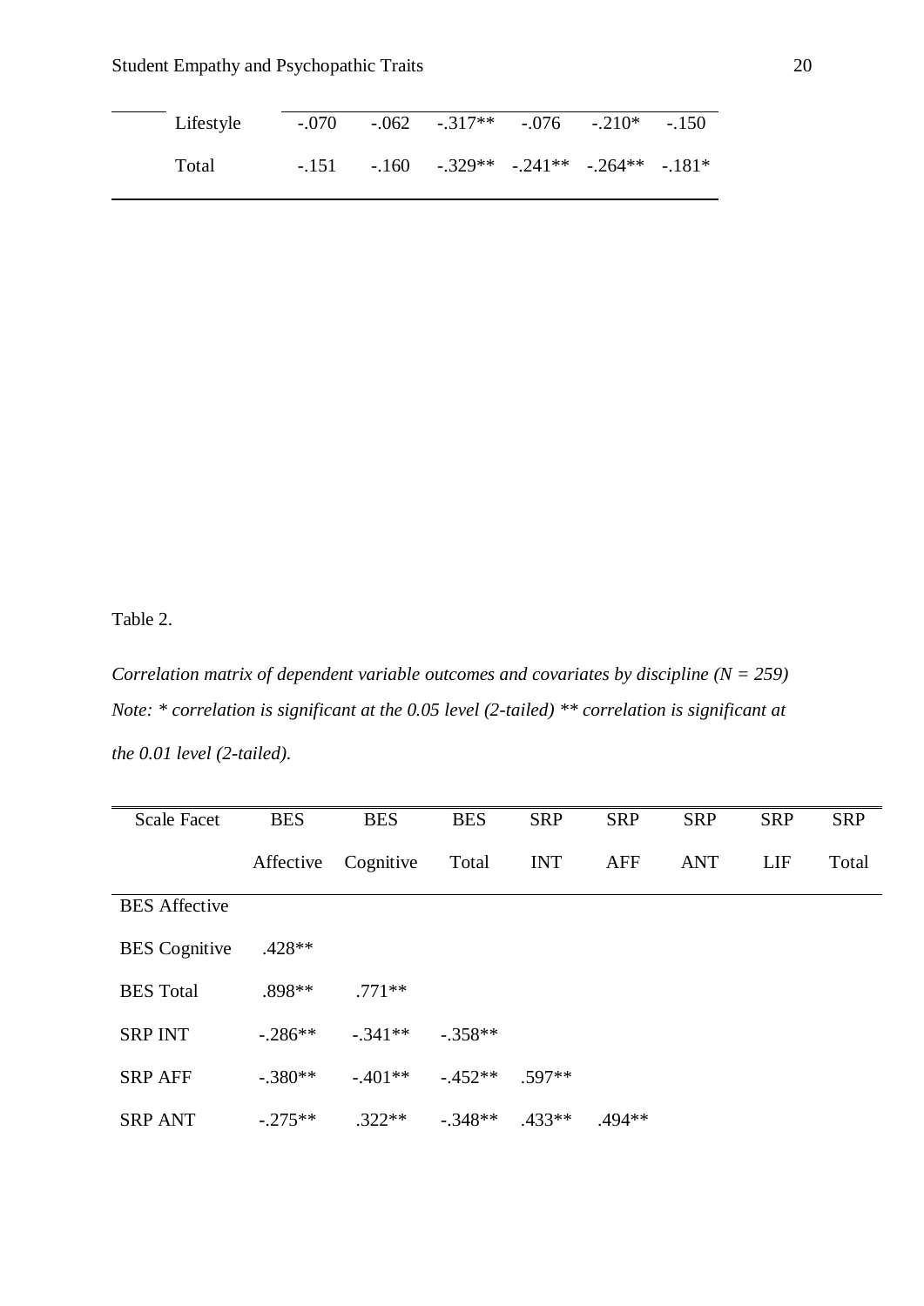| | | | | | | |
|---|---|---|---|---|---|---|
| Lifestyle | -.070 | -.062 | -.317** | -.076 | -.210* | -.150 |
| Total | -.151 | -.160 | -.329** | -.241** | -.264** | -.181* |

Table 2.

*Correlation matrix of dependent variable outcomes and covariates by discipline (N = 259)*

*Note: * correlation is significant at the 0.05 level (2-tailed) ** correlation is significant at the 0.01 level (2-tailed).*

| Scale Facet | BES Affective | BES Cognitive | BES Total | SRP INT | SRP AFF | SRP ANT | SRP LIF | SRP Total |
|---|---|---|---|---|---|---|---|---|
| BES Affective | | | | | | | | |
| BES Cognitive | .428** | | | | | | | |
| BES Total | .898** | .771** | | | | | | |
| SRP INT | -.286** | -.341** | -.358** | | | | | |
| SRP AFF | -.380** | -.401** | -.452** | .597** | | | | |
| SRP ANT | -.275** | .322** | -.348** | .433** | .494** | | | |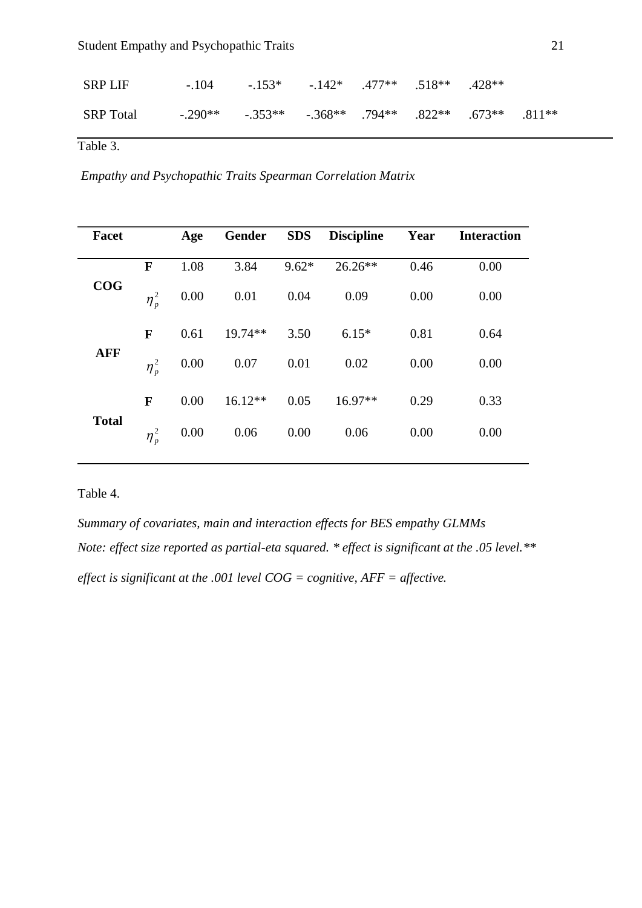| | | | | | | | |
|---|---|---|---|---|---|---|---|
| SRP LIF | -.104 | -.153* | -.142* | .477** | .518** | .428** | |
| SRP Total | -.290** | -.353** | -.368** | .794** | .822** | .673** | .811** |

Table 3.

*Empathy and Psychopathic Traits Spearman Correlation Matrix*

| Facet | | Age | Gender | SDS | Discipline | Year | Interaction |
|---|---|---|---|---|---|---|---|
| **COG** | **F** | 1.08 | 3.84 | 9.62* | 26.26** | 0.46 | 0.00 |
| | $\eta_p^2$ | 0.00 | 0.01 | 0.04 | 0.09 | 0.00 | 0.00 |
| **AFF** | **F** | 0.61 | 19.74** | 3.50 | 6.15* | 0.81 | 0.64 |
| | $\eta_p^2$ | 0.00 | 0.07 | 0.01 | 0.02 | 0.00 | 0.00 |
| **Total** | **F** | 0.00 | 16.12** | 0.05 | 16.97** | 0.29 | 0.33 |
| | $\eta_p^2$ | 0.00 | 0.06 | 0.00 | 0.06 | 0.00 | 0.00 |

Table 4.

*Summary of covariates, main and interaction effects for BES empathy GLMMs*

*Note: effect size reported as partial-eta squared. * effect is significant at the .05 level.** effect is significant at the .001 level COG = cognitive, AFF = affective.*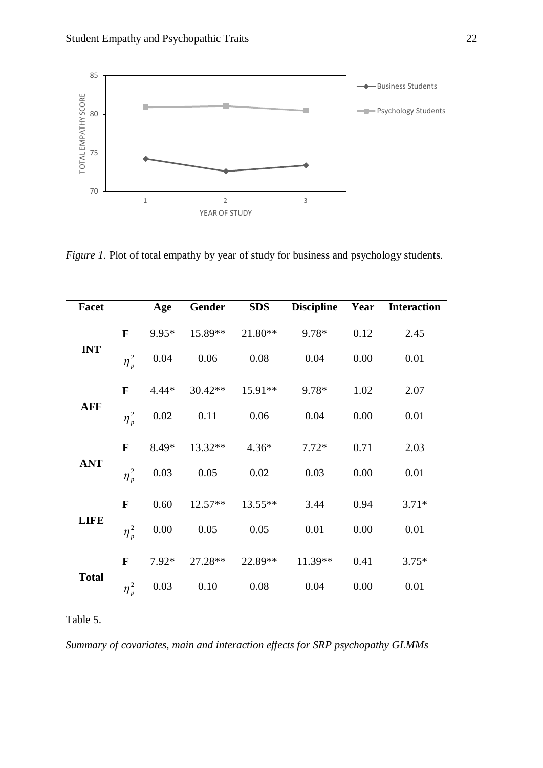*Figure 1.* Plot of total empathy by year of study for business and psychology students.

| Facet | | Age | Gender | SDS | Discipline | Year | Interaction |
|---|---|---|---|---|---|---|---|
| INT | F | 9.95* | 15.89** | 21.80** | 9.78* | 0.12 | 2.45 |
| | $\eta_p^2$ | 0.04 | 0.06 | 0.08 | 0.04 | 0.00 | 0.01 |
| AFF | F | 4.44* | 30.42** | 15.91** | 9.78* | 1.02 | 2.07 |
| | $\eta_p^2$ | 0.02 | 0.11 | 0.06 | 0.04 | 0.00 | 0.01 |
| ANT | F | 8.49* | 13.32** | 4.36* | 7.72* | 0.71 | 2.03 |
| | $\eta_p^2$ | 0.03 | 0.05 | 0.02 | 0.03 | 0.00 | 0.01 |
| LIFE | F | 0.60 | 12.57** | 13.55** | 3.44 | 0.94 | 3.71* |
| | $\eta_p^2$ | 0.00 | 0.05 | 0.05 | 0.01 | 0.00 | 0.01 |
| Total | F | 7.92* | 27.28** | 22.89** | 11.39** | 0.41 | 3.75* |
| | $\eta_p^2$ | 0.03 | 0.10 | 0.08 | 0.04 | 0.00 | 0.01 |

Table 5.

*Summary of covariates, main and interaction effects for SRP psychopathy GLMMs*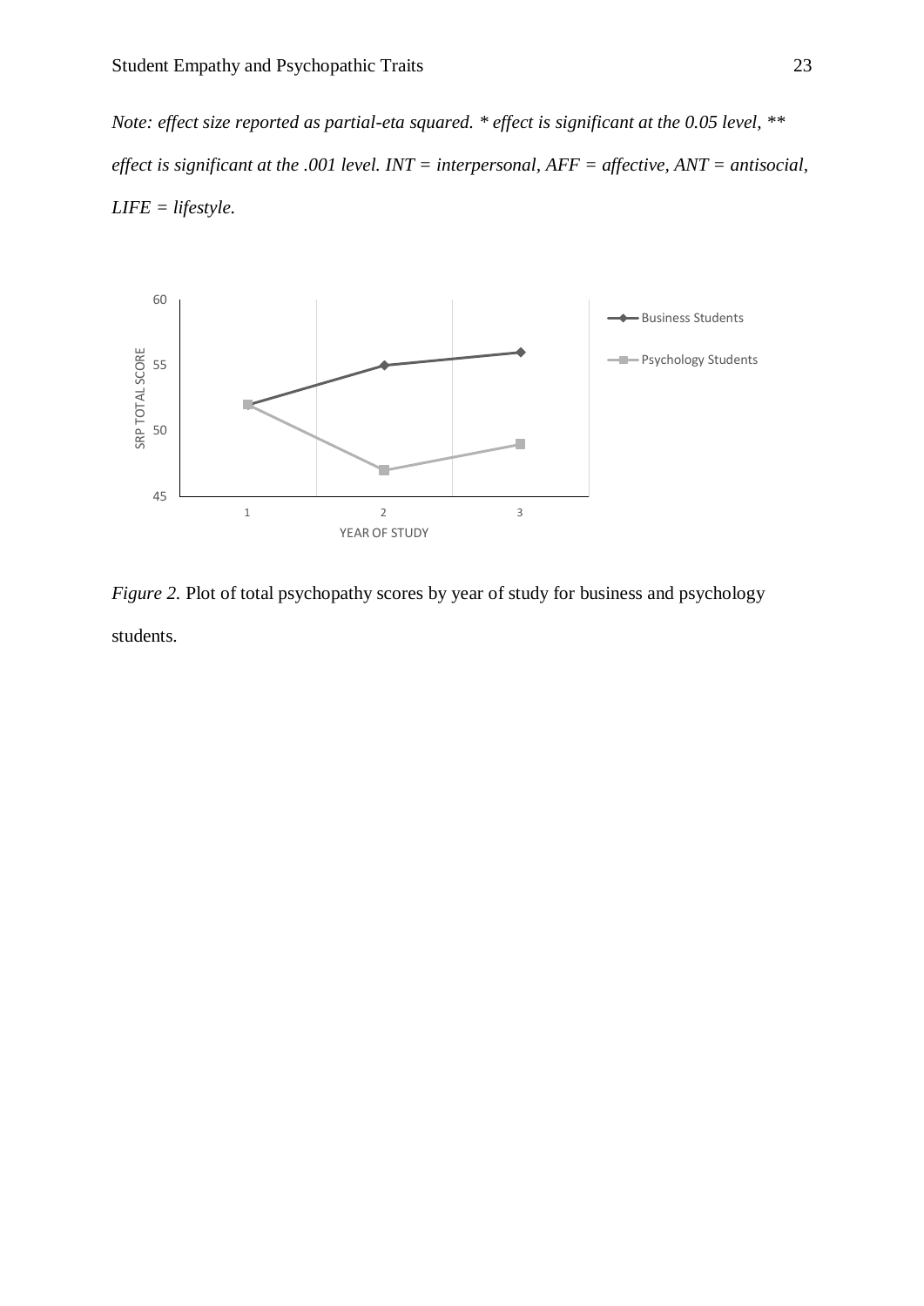*Note: effect size reported as partial-eta squared. * effect is significant at the 0.05 level, ** effect is significant at the .001 level. INT = interpersonal, AFF = affective, ANT = antisocial, LIFE = lifestyle.*

60
55
50
45
SRP TOTAL SCORE
1
2
3
YEAR OF STUDY
Business Students
Psychology Students

*Figure 2.* Plot of total psychopathy scores by year of study for business and psychology students.